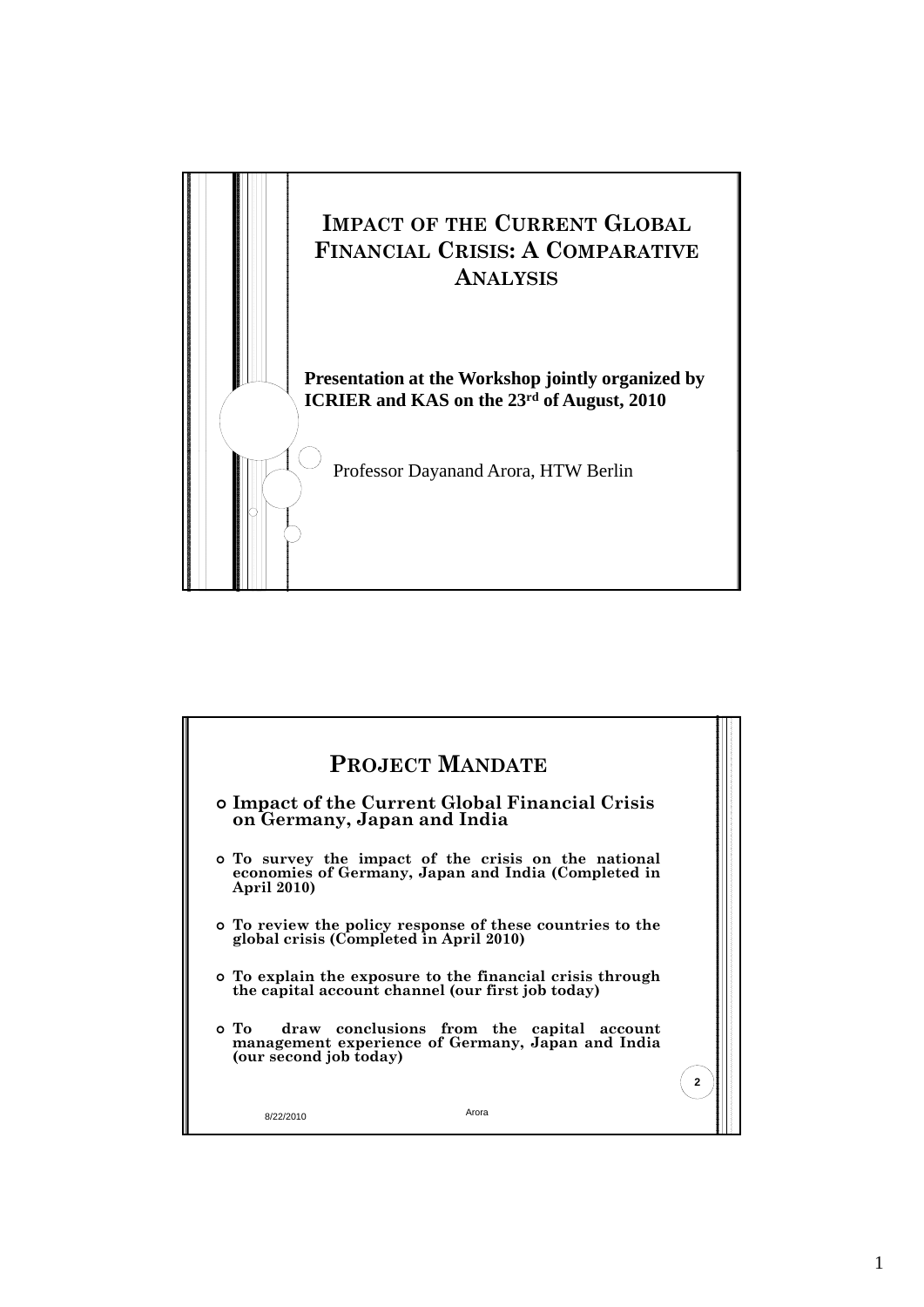# Impact of the Current Global Financial Crisis: A Comparative Analysis

**Presentation at the Workshop jointly organized by ICRIER and KAS on the 23rd of August, 2010**

Professor Dayanand Arora, HTW Berlin

## Project Mandate

- **Impact of the Current Global Financial Crisis on Germany, Japan and India**
- **To survey the impact of the crisis on the national economies of Germany, Japan and India (Completed in April 2010)**
- **To review the policy response of these countries to the global crisis (Completed in April 2010)**
- **To explain the exposure to the financial crisis through the capital account channel (our first job today)**
- **To draw conclusions from the capital account management experience of Germany, Japan and India (our second job today)**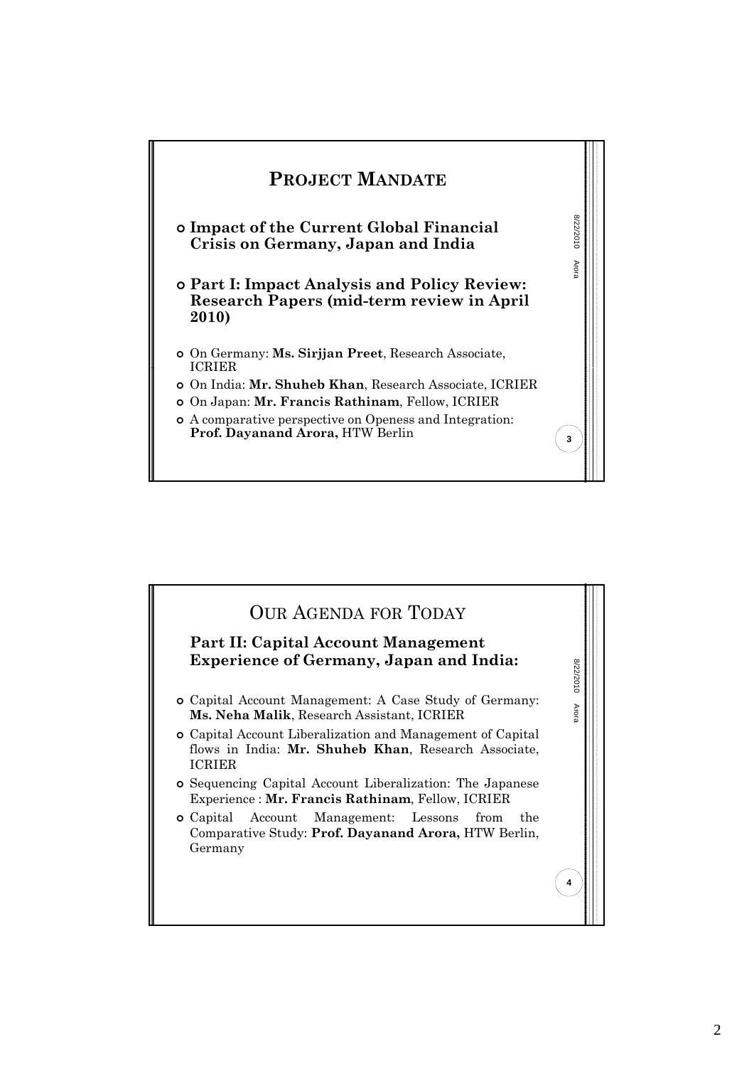## Project Mandate

- **Impact of the Current Global Financial Crisis on Germany, Japan and India**
- **Part I: Impact Analysis and Policy Review: Research Papers (mid-term review in April 2010)**
- On Germany: **Ms. Sirjjan Preet**, Research Associate, ICRIER
- On India: **Mr. Shuheb Khan**, Research Associate, ICRIER
- On Japan: **Mr. Francis Rathinam**, Fellow, ICRIER
- A comparative perspective on Openess and Integration: **Prof. Dayanand Arora,** HTW Berlin

## Our Agenda for Today

**Part II: Capital Account Management Experience of Germany, Japan and India:**

- Capital Account Management: A Case Study of Germany: **Ms. Neha Malik**, Research Assistant, ICRIER
- Capital Account Liberalization and Management of Capital flows in India: **Mr. Shuheb Khan**, Research Associate, ICRIER
- Sequencing Capital Account Liberalization: The Japanese Experience : **Mr. Francis Rathinam**, Fellow, ICRIER
- Capital Account Management: Lessons from the Comparative Study: **Prof. Dayanand Arora,** HTW Berlin, Germany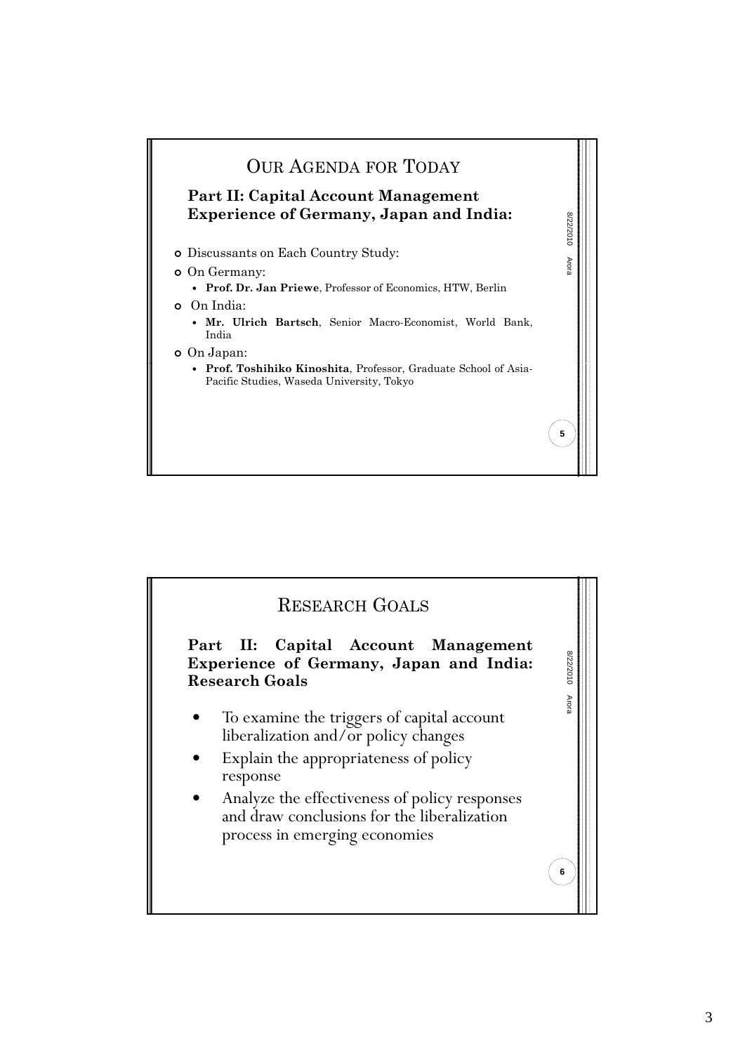# Our Agenda for Today

**Part II: Capital Account Management Experience of Germany, Japan and India:**

- Discussants on Each Country Study:
- On Germany:
  - **Prof. Dr. Jan Priewe**, Professor of Economics, HTW, Berlin
- On India:
  - **Mr. Ulrich Bartsch**, Senior Macro-Economist, World Bank, India
- On Japan:
  - **Prof. Toshihiko Kinoshita**, Professor, Graduate School of Asia-Pacific Studies, Waseda University, Tokyo

# Research Goals

**Part II: Capital Account Management Experience of Germany, Japan and India: Research Goals**

- To examine the triggers of capital account liberalization and/or policy changes
- Explain the appropriateness of policy response
- Analyze the effectiveness of policy responses and draw conclusions for the liberalization process in emerging economies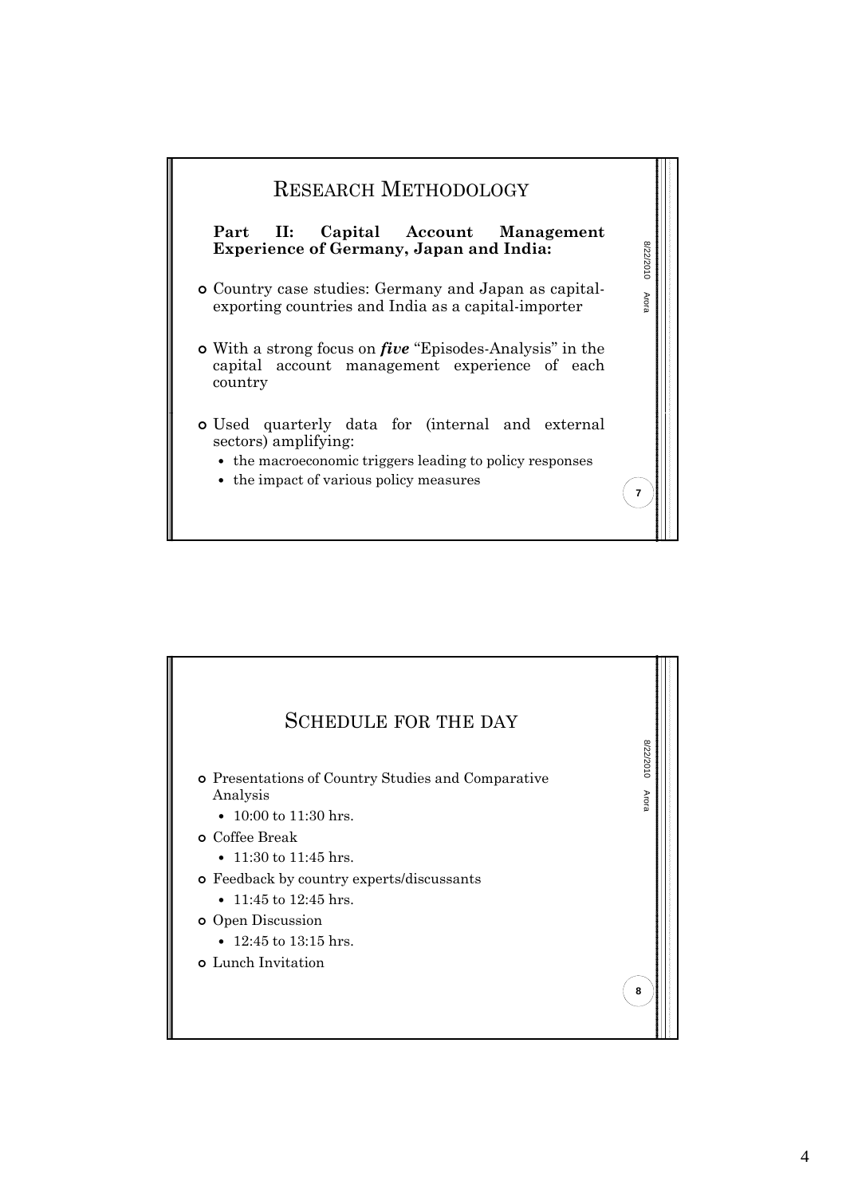## Research Methodology

**Part II: Capital Account Management Experience of Germany, Japan and India:**

- Country case studies: Germany and Japan as capital-exporting countries and India as a capital-importer
- With a strong focus on ***five*** "Episodes-Analysis" in the capital account management experience of each country
- Used quarterly data for (internal and external sectors) amplifying:
  - the macroeconomic triggers leading to policy responses
  - the impact of various policy measures

## Schedule for the Day

- Presentations of Country Studies and Comparative Analysis
  - 10:00 to 11:30 hrs.
- Coffee Break
  - 11:30 to 11:45 hrs.
- Feedback by country experts/discussants
  - 11:45 to 12:45 hrs.
- Open Discussion
  - 12:45 to 13:15 hrs.
- Lunch Invitation